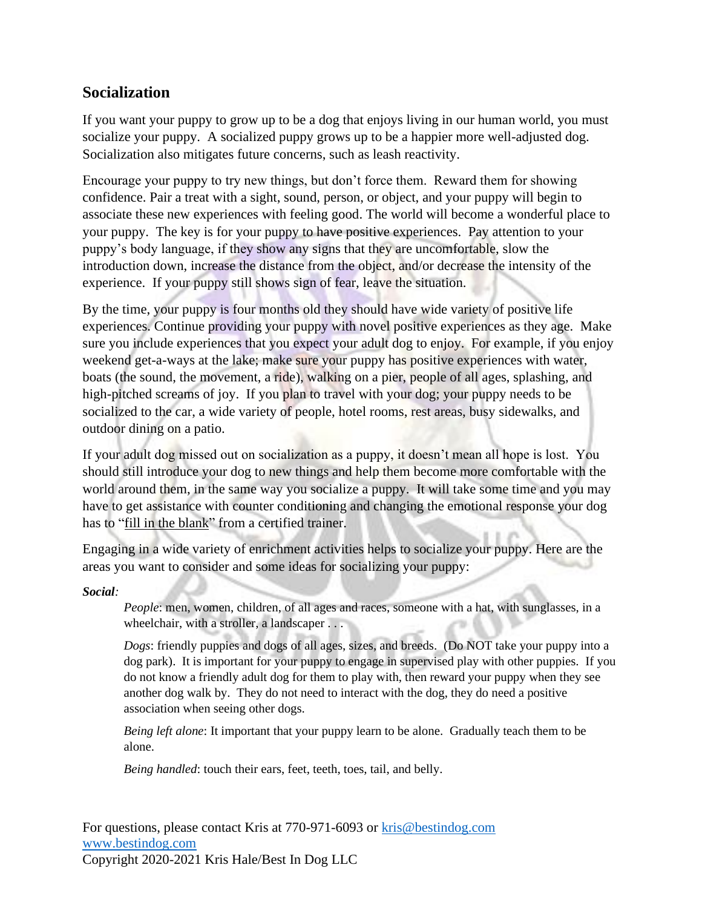## Socialization

If you want your puppy to grow up to be a dog that enjoys living in our human world, you must socialize your puppy. A socialized puppy grows up to be a happier more well-adjusted dog. Socialization also mitigates future concerns, such as leash reactivity.

Encourage your puppy to try new things, but don't force them. Reward them for showing confidence. Pair a treat with a sight, sound, person, or object, and your puppy will begin to associate these new experiences with feeling good. The world will become a wonderful place to your puppy. The key is for your puppy to have positive experiences. Pay attention to your puppy's body language, if they show any signs that they are uncomfortable, slow the introduction down, increase the distance from the object, and/or decrease the intensity of the experience. If your puppy still shows sign of fear, leave the situation.

By the time, your puppy is four months old they should have wide variety of positive life experiences. Continue providing your puppy with novel positive experiences as they age. Make sure you include experiences that you expect your adult dog to enjoy. For example, if you enjoy weekend get-a-ways at the lake; make sure your puppy has positive experiences with water, boats (the sound, the movement, a ride), walking on a pier, people of all ages, splashing, and high-pitched screams of joy. If you plan to travel with your dog; your puppy needs to be socialized to the car, a wide variety of people, hotel rooms, rest areas, busy sidewalks, and outdoor dining on a patio.

If your adult dog missed out on socialization as a puppy, it doesn't mean all hope is lost. You should still introduce your dog to new things and help them become more comfortable with the world around them, in the same way you socialize a puppy. It will take some time and you may have to get assistance with counter conditioning and changing the emotional response your dog has to "fill in the blank" from a certified trainer.

Engaging in a wide variety of enrichment activities helps to socialize your puppy. Here are the areas you want to consider and some ideas for socializing your puppy:

***Social:***

*People*: men, women, children, of all ages and races, someone with a hat, with sunglasses, in a wheelchair, with a stroller, a landscaper . . .

*Dogs*: friendly puppies and dogs of all ages, sizes, and breeds. (Do NOT take your puppy into a dog park). It is important for your puppy to engage in supervised play with other puppies. If you do not know a friendly adult dog for them to play with, then reward your puppy when they see another dog walk by. They do not need to interact with the dog, they do need a positive association when seeing other dogs.

*Being left alone*: It important that your puppy learn to be alone. Gradually teach them to be alone.

*Being handled*: touch their ears, feet, teeth, toes, tail, and belly.

For questions, please contact Kris at 770-971-6093 or kris@bestindog.com
www.bestindog.com
Copyright 2020-2021 Kris Hale/Best In Dog LLC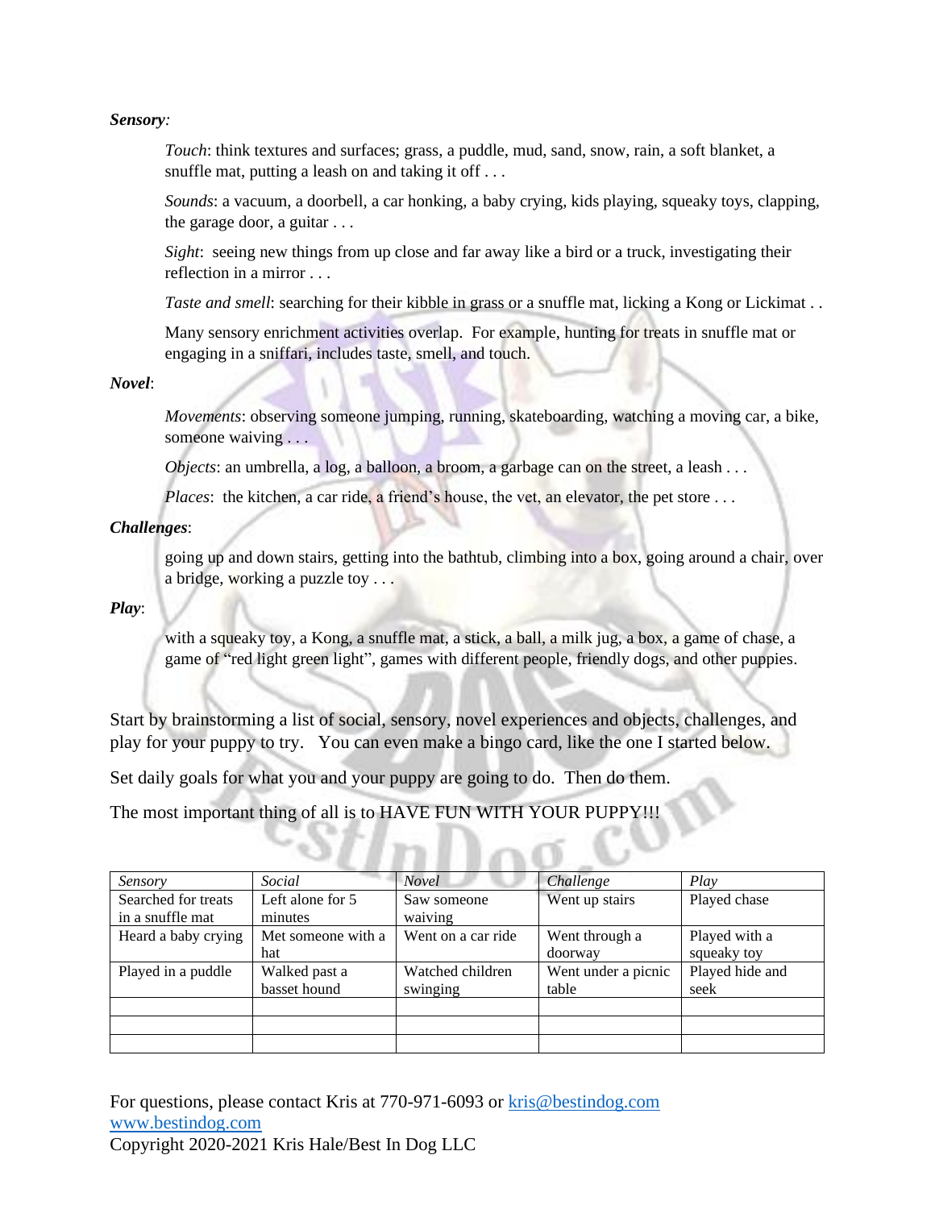***Sensory**:*

*Touch*: think textures and surfaces; grass, a puddle, mud, sand, snow, rain, a soft blanket, a snuffle mat, putting a leash on and taking it off . . .

*Sounds*: a vacuum, a doorbell, a car honking, a baby crying, kids playing, squeaky toys, clapping, the garage door, a guitar . . .

*Sight*: seeing new things from up close and far away like a bird or a truck, investigating their reflection in a mirror . . .

*Taste and smell*: searching for their kibble in grass or a snuffle mat, licking a Kong or Lickimat . .

Many sensory enrichment activities overlap. For example, hunting for treats in snuffle mat or engaging in a sniffari, includes taste, smell, and touch.

***Novel***:

*Movements*: observing someone jumping, running, skateboarding, watching a moving car, a bike, someone waiving . . .

*Objects*: an umbrella, a log, a balloon, a broom, a garbage can on the street, a leash . . .

*Places*: the kitchen, a car ride, a friend's house, the vet, an elevator, the pet store . . .

***Challenges***:

going up and down stairs, getting into the bathtub, climbing into a box, going around a chair, over a bridge, working a puzzle toy . . .

***Play***:

with a squeaky toy, a Kong, a snuffle mat, a stick, a ball, a milk jug, a box, a game of chase, a game of "red light green light", games with different people, friendly dogs, and other puppies.

Start by brainstorming a list of social, sensory, novel experiences and objects, challenges, and play for your puppy to try. You can even make a bingo card, like the one I started below.

Set daily goals for what you and your puppy are going to do. Then do them.

The most important thing of all is to HAVE FUN WITH YOUR PUPPY!!!

| *Sensory* | *Social* | *Novel* | *Challenge* | *Play* |
|---|---|---|---|---|
| Searched for treats in a snuffle mat | Left alone for 5 minutes | Saw someone waiving | Went up stairs | Played chase |
| Heard a baby crying | Met someone with a hat | Went on a car ride | Went through a doorway | Played with a squeaky toy |
| Played in a puddle | Walked past a basset hound | Watched children swinging | Went under a picnic table | Played hide and seek |
| | | | | |
| | | | | |
| | | | | |

For questions, please contact Kris at 770-971-6093 or kris@bestindog.com
www.bestindog.com
Copyright 2020-2021 Kris Hale/Best In Dog LLC